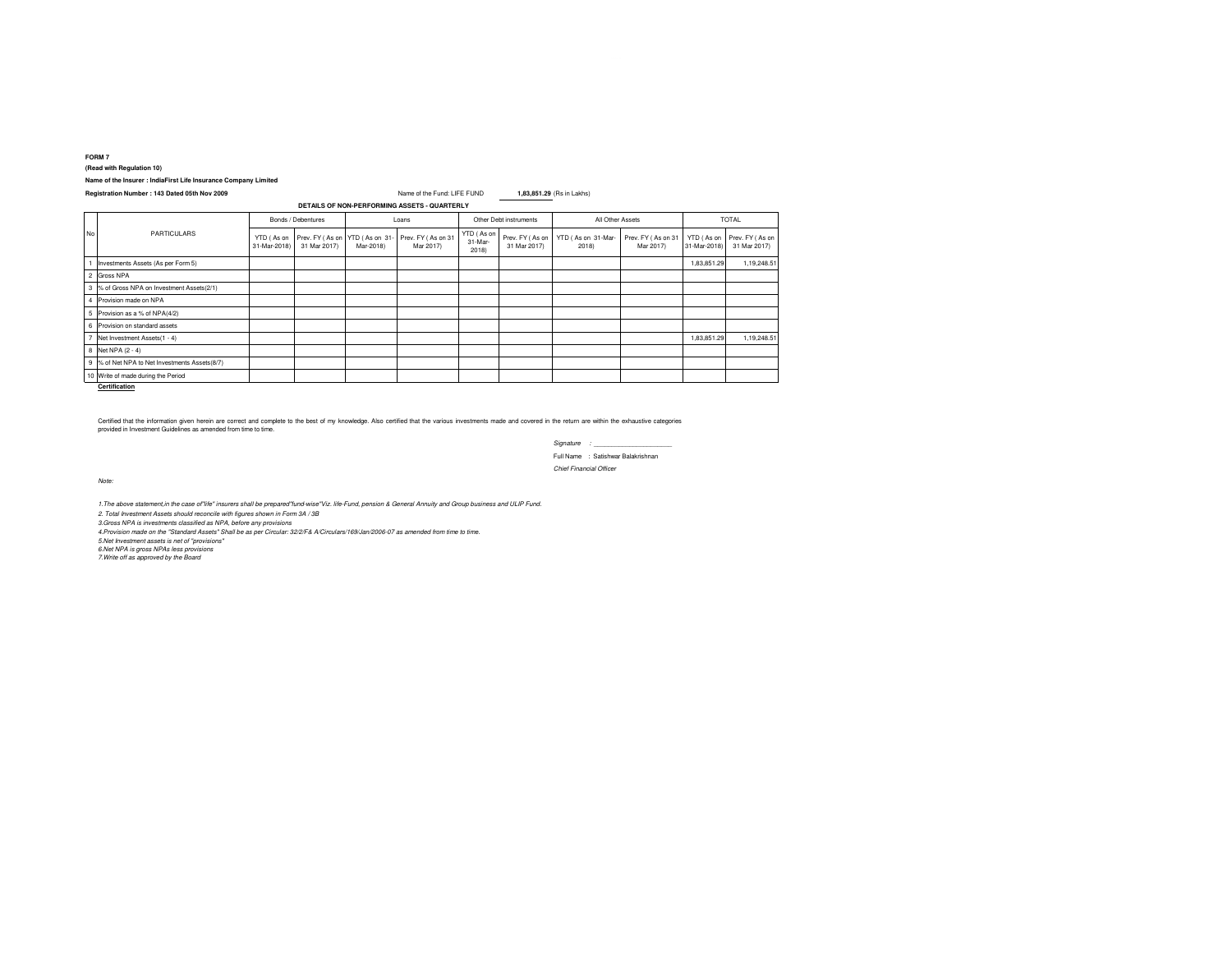**FORM 7**

**(Read with Regulation 10)**

**Name of the Insurer : IndiaFirst Life Insurance Company Limited**

**Registration Number : 143 Dated 05th Nov 2009**

Name of the Fund: LIFE FUND **1,83,851.29** (Rs in Lakhs)

**DETAILS OF NON-PERFORMING ASSETS - QUARTERLY**

| No | PARTICULARS | Bonds / Debentures | | Loans | | Other Debt instruments | | All Other Assets | | TOTAL | |
|---|---|---|---|---|---|---|---|---|---|---|---|
| | | YTD ( As on 31-Mar-2018) | Prev. FY ( As on 31 Mar 2017) | YTD ( As on 31-Mar-2018) | Prev. FY ( As on 31 Mar 2017) | YTD ( As on 31-Mar-2018) | Prev. FY ( As on 31 Mar 2017) | YTD ( As on 31-Mar-2018) | Prev. FY ( As on 31 Mar 2017) | YTD ( As on 31-Mar-2018) | Prev. FY ( As on 31 Mar 2017) |
| 1 | Investments Assets (As per Form 5) | | | | | | | | | 1,83,851.29 | 1,19,248.51 |
| 2 | Gross NPA | | | | | | | | | | |
| 3 | % of Gross NPA on Investment Assets(2/1) | | | | | | | | | | |
| 4 | Provision made on NPA | | | | | | | | | | |
| 5 | Provision as a % of NPA(4/2) | | | | | | | | | | |
| 6 | Provision on standard assets | | | | | | | | | | |
| 7 | Net Investment Assets(1 - 4) | | | | | | | | | 1,83,851.29 | 1,19,248.51 |
| 8 | Net NPA (2 - 4) | | | | | | | | | | |
| 9 | % of Net NPA to Net Investments Assets(8/7) | | | | | | | | | | |
| 10 | Write of made during the Period | | | | | | | | | | |

**Certification**

Certified that the information given herein are correct and complete to the best of my knowledge. Also certified that the various investments made and covered in the return are within the exhaustive categories provided in Investment Guidelines as amended from time to time.

*Signature : ____________________*

Full Name : Satishwar Balakrishnan

*Chief Financial Officer*

*Note:*

*1.The above statement,in the case of"life" insurers shall be prepared"fund-wise"Viz. life-Fund, pension & General Annuity and Group business and ULIP Fund.*

*2. Total Investment Assets should reconcile with figures shown in Form 3A / 3B*

*3.Gross NPA is investments classified as NPA, before any provisions*

*4.Provision made on the "Standard Assets" Shall be as per Circular: 32/2/F& A/Circulars/169/Jan/2006-07 as amended from time to time.*

*5.Net Investment assets is net of "provisions"*

*6.Net NPA is gross NPAs less provisions*

*7.Write off as approved by the Board*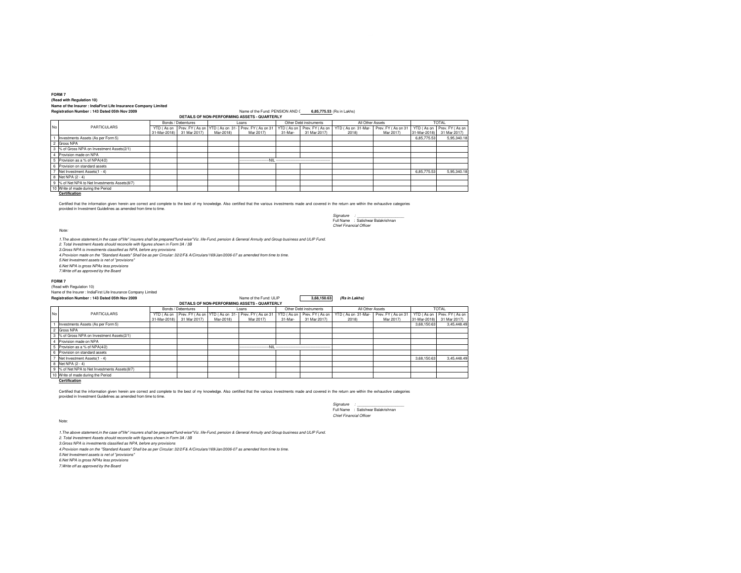**FORM 7**

**(Read with Regulation 10)**

**Name of the Insurer : IndiaFirst Life Insurance Company Limited**

**Registration Number : 143 Dated 05th Nov 2009**

Name of the Fund: PENSION AND ( **6,85,775.53** (Rs in Lakhs)

**DETAILS OF NON-PERFORMING ASSETS - QUARTERLY**

| No | PARTICULARS | Bonds / Debentures | | Loans | | Other Debt instruments | | All Other Assets | | TOTAL | |
|---|---|---|---|---|---|---|---|---|---|---|---|
| | | YTD ( As on 31-Mar-2018) | Prev. FY ( As on 31 Mar 2017) | YTD ( As on 31-Mar-2018) | Prev. FY ( As on 31 Mar 2017) | YTD ( As on 31-Mar- | Prev. FY ( As on 31 Mar 2017) | YTD ( As on 31-Mar-2018) | Prev. FY ( As on 31 Mar 2017) | YTD ( As on 31-Mar-2018) | Prev. FY ( As on 31 Mar 2017) |
| 1 | Investments Assets (As per Form 5) | | | | | | | | | 6,85,775.53 | 5,95,340.18 |
| 2 | Gross NPA | | | | | | | | | | |
| 3 | % of Gross NPA on Investment Assets(2/1) | | | | | | | | | | |
| 4 | Provision made on NPA | | | | | | | | | | |
| 5 | Provision as a % of NPA(4/2) | | | | -NIL- | | | | | | |
| 6 | Provision on standard assets | | | | | | | | | | |
| 7 | Net Investment Assets(1 - 4) | | | | | | | | | 6,85,775.53 | 5,95,340.18 |
| 8 | Net NPA (2 - 4) | | | | | | | | | | |
| 9 | % of Net NPA to Net Investments Assets(8/7) | | | | | | | | | | |
| 10 | Write of made during the Period | | | | | | | | | | |

**Certification**

Certified that the information given herein are correct and complete to the best of my knowledge. Also certified that the various investments made and covered in the return are within the exhaustive categories provided in Investment Guidelines as amended from time to time.

*Signature* : ____________________

Full Name : Satishwar Balakrishnan

*Chief Financial Officer*

*Note:*

*1.The above statement,in the case of"life" insurers shall be prepared"fund-wise"Viz. life-Fund, pension & General Annuity and Group business and ULIP Fund.*

*2. Total Investment Assets should reconcile with figures shown in Form 3A / 3B*

*3.Gross NPA is investments classified as NPA, before any provisions*

*4.Provision made on the "Standard Assets" Shall be as per Circular: 32/2/F& A/Circulars/169/Jan/2006-07 as amended from time to time.*

*5.Net Investment assets is net of ''provisions''*

*6.Net NPA is gross NPAs less provisions*

*7.Write off as approved by the Board*

**FORM 7**

(Read with Regulation 10)

Name of the Insurer : IndiaFirst Life Insurance Company Limited

**Registration Number : 143 Dated 05th Nov 2009**

Name of the Fund: ULIP **3,68,150.63** ***(Rs in Lakhs)***

**DETAILS OF NON-PERFORMING ASSETS - QUARTERLY**

| No | PARTICULARS | Bonds / Debentures | | Loans | | Other Debt instruments | | All Other Assets | | TOTAL | |
|---|---|---|---|---|---|---|---|---|---|---|---|
| | | YTD ( As on 31-Mar-2018) | Prev. FY ( As on 31 Mar 2017) | YTD ( As on 31-Mar-2018) | Prev. FY ( As on 31 Mar 2017) | YTD ( As on 31-Mar- | Prev. FY ( As on 31 Mar 2017) | YTD ( As on 31-Mar-2018) | Prev. FY ( As on 31 Mar 2017) | YTD ( As on 31-Mar-2018) | Prev. FY ( As on 31 Mar 2017) |
| 1 | Investments Assets (As per Form 5) | | | | | | | | | 3,68,150.63 | 3,45,448.49 |
| 2 | Gross NPA | | | | | | | | | | |
| 3 | % of Gross NPA on Investment Assets(2/1) | | | | | | | | | | |
| 4 | Provision made on NPA | | | | | | | | | | |
| 5 | Provision as a % of NPA(4/2) | | | | -NIL- | | | | | | |
| 6 | Provision on standard assets | | | | | | | | | | |
| 7 | Net Investment Assets(1 - 4) | | | | | | | | | 3,68,150.63 | 3,45,448.49 |
| 8 | Net NPA (2 - 4) | | | | | | | | | | |
| 9 | % of Net NPA to Net Investments Assets(8/7) | | | | | | | | | | |
| 10 | Write of made during the Period | | | | | | | | | | |

**Certification**

Certified that the information given herein are correct and complete to the best of my knowledge. Also certified that the various investments made and covered in the return are within the exhaustive categories provided in Investment Guidelines as amended from time to time.

*Signature* : ____________________

Full Name : Satishwar Balakrishnan

*Chief Financial Officer*

Note:

*1.The above statement,in the case of"life" insurers shall be prepared"fund-wise"Viz. life-Fund, pension & General Annuity and Group business and ULIP Fund.*

*2. Total Investment Assets should reconcile with figures shown in Form 3A / 3B*

*3.Gross NPA is investments classified as NPA, before any provisions*

*4.Provision made on the "Standard Assets" Shall be as per Circular: 32/2/F& A/Circulars/169/Jan/2006-07 as amended from time to time.*

*5.Net Investment assets is net of ''provisions''*

*6.Net NPA is gross NPAs less provisions*

*7.Write off as approved by the Board*